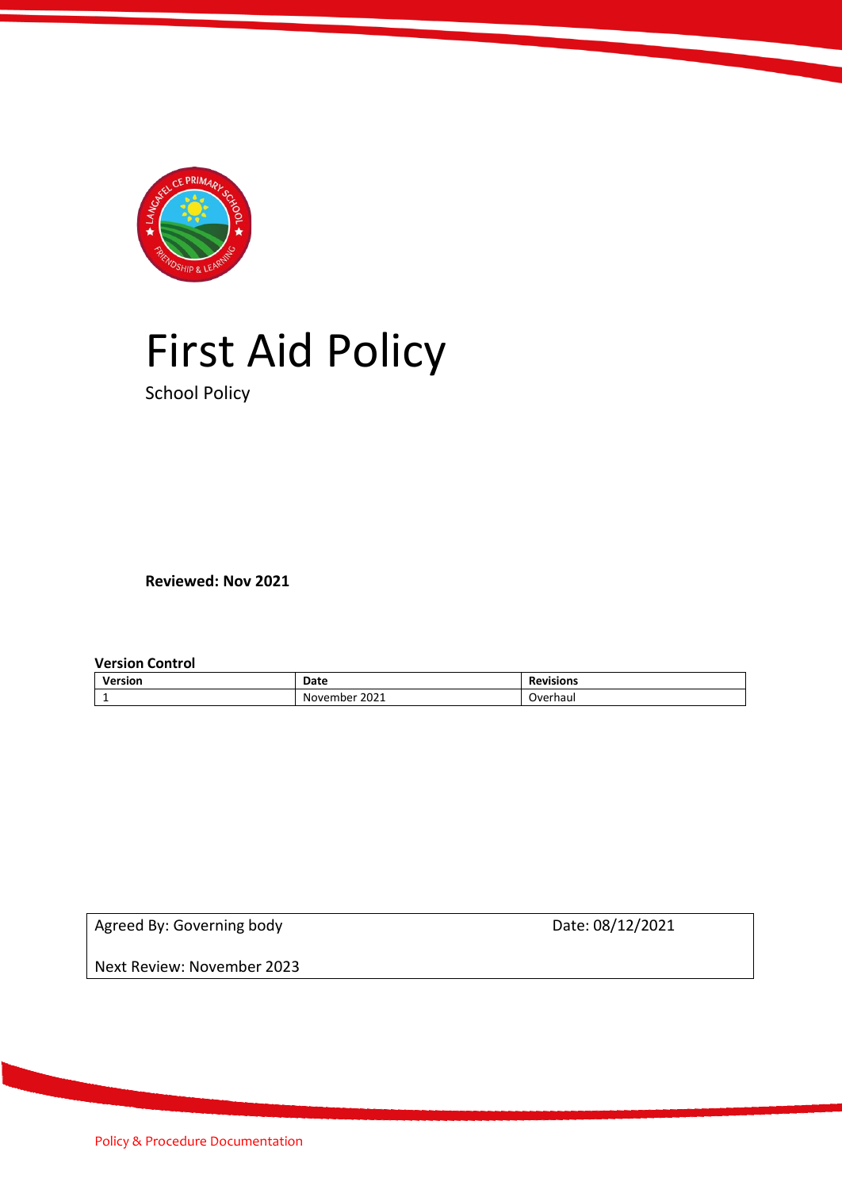# First Aid Policy

School Policy

**Reviewed: Nov 2021**

**Version Control**

| Version | Date | Revisions |
|---|---|---|
| 1 | November 2021 | Overhaul |

| Agreed By: Governing body | Date: 08/12/2021 |
|---|---|
| Next Review: November 2023 | |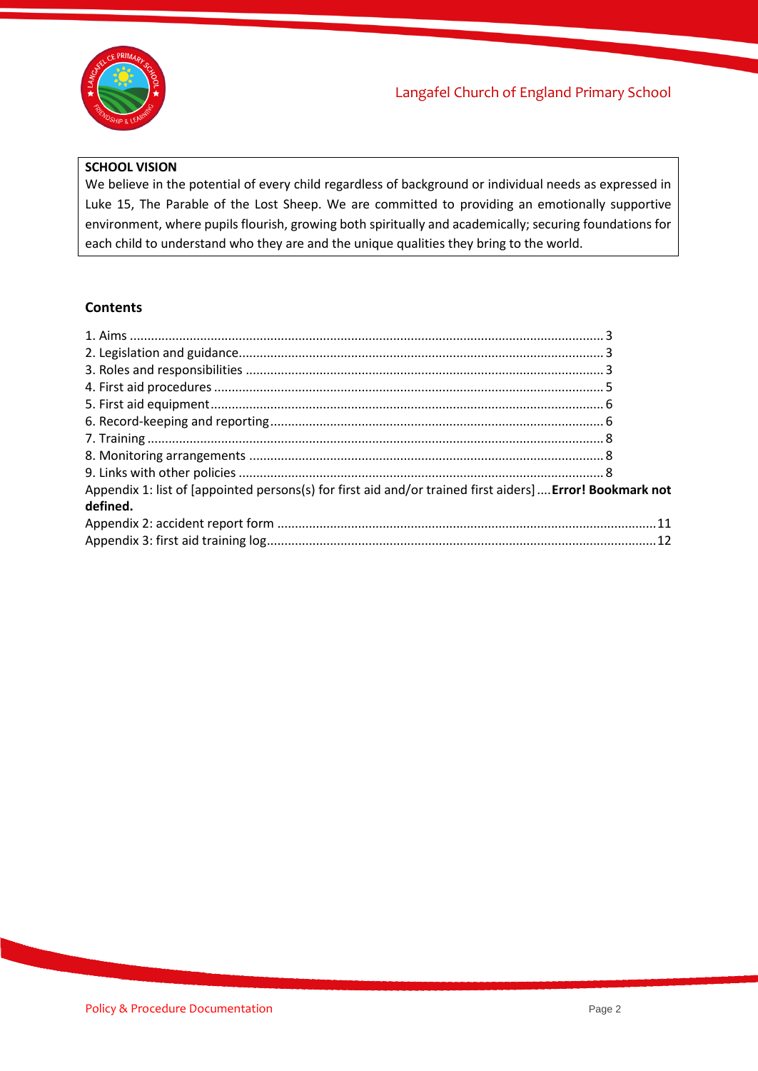**SCHOOL VISION**

We believe in the potential of every child regardless of background or individual needs as expressed in Luke 15, The Parable of the Lost Sheep. We are committed to providing an emotionally supportive environment, where pupils flourish, growing both spiritually and academically; securing foundations for each child to understand who they are and the unique qualities they bring to the world.

## Contents

1. Aims ..... 3
2. Legislation and guidance ..... 3
3. Roles and responsibilities ..... 3
4. First aid procedures ..... 5
5. First aid equipment ..... 6
6. Record-keeping and reporting ..... 6
7. Training ..... 8
8. Monitoring arrangements ..... 8
9. Links with other policies ..... 8

Appendix 1: list of [appointed persons(s) for first aid and/or trained first aiders] .... **Error! Bookmark not defined.**

Appendix 2: accident report form ..... 11

Appendix 3: first aid training log ..... 12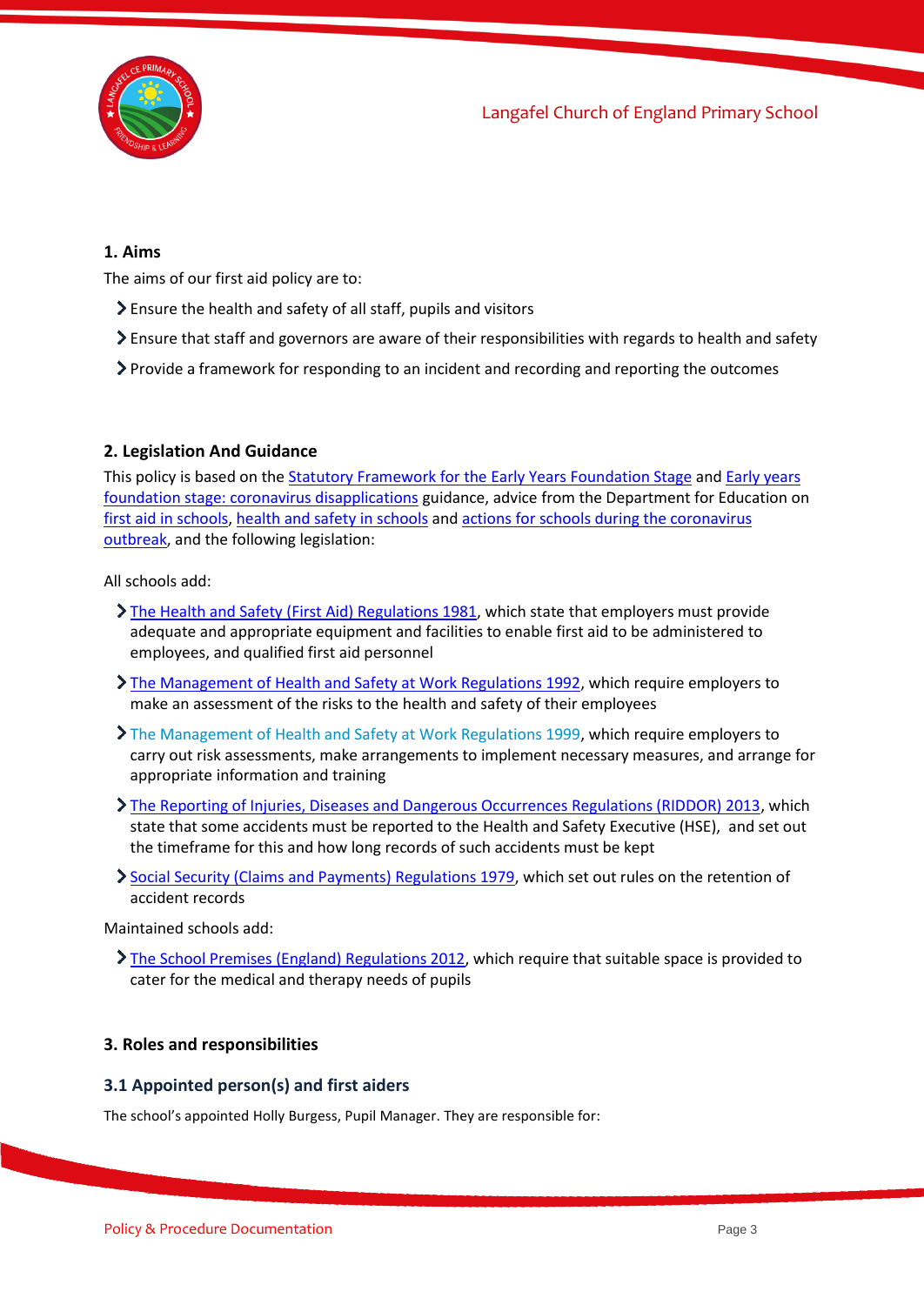## 1. Aims

The aims of our first aid policy are to:

- Ensure the health and safety of all staff, pupils and visitors
- Ensure that staff and governors are aware of their responsibilities with regards to health and safety
- Provide a framework for responding to an incident and recording and reporting the outcomes

## 2. Legislation And Guidance

This policy is based on the Statutory Framework for the Early Years Foundation Stage and Early years foundation stage: coronavirus disapplications guidance, advice from the Department for Education on first aid in schools, health and safety in schools and actions for schools during the coronavirus outbreak, and the following legislation:

All schools add:

- The Health and Safety (First Aid) Regulations 1981, which state that employers must provide adequate and appropriate equipment and facilities to enable first aid to be administered to employees, and qualified first aid personnel
- The Management of Health and Safety at Work Regulations 1992, which require employers to make an assessment of the risks to the health and safety of their employees
- The Management of Health and Safety at Work Regulations 1999, which require employers to carry out risk assessments, make arrangements to implement necessary measures, and arrange for appropriate information and training
- The Reporting of Injuries, Diseases and Dangerous Occurrences Regulations (RIDDOR) 2013, which state that some accidents must be reported to the Health and Safety Executive (HSE), and set out the timeframe for this and how long records of such accidents must be kept
- Social Security (Claims and Payments) Regulations 1979, which set out rules on the retention of accident records

Maintained schools add:

- The School Premises (England) Regulations 2012, which require that suitable space is provided to cater for the medical and therapy needs of pupils

## 3. Roles and responsibilities

### 3.1 Appointed person(s) and first aiders

The school's appointed Holly Burgess, Pupil Manager. They are responsible for: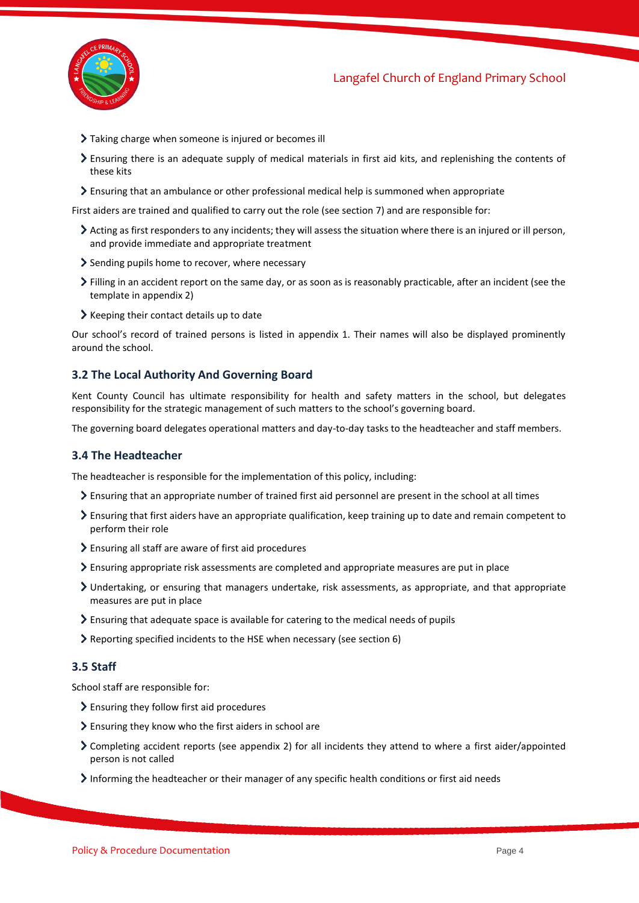- Taking charge when someone is injured or becomes ill
- Ensuring there is an adequate supply of medical materials in first aid kits, and replenishing the contents of these kits
- Ensuring that an ambulance or other professional medical help is summoned when appropriate

First aiders are trained and qualified to carry out the role (see section 7) and are responsible for:

- Acting as first responders to any incidents; they will assess the situation where there is an injured or ill person, and provide immediate and appropriate treatment
- Sending pupils home to recover, where necessary
- Filling in an accident report on the same day, or as soon as is reasonably practicable, after an incident (see the template in appendix 2)
- Keeping their contact details up to date

Our school's record of trained persons is listed in appendix 1. Their names will also be displayed prominently around the school.

### 3.2 The Local Authority And Governing Board

Kent County Council has ultimate responsibility for health and safety matters in the school, but delegates responsibility for the strategic management of such matters to the school's governing board.

The governing board delegates operational matters and day-to-day tasks to the headteacher and staff members.

### 3.4 The Headteacher

The headteacher is responsible for the implementation of this policy, including:

- Ensuring that an appropriate number of trained first aid personnel are present in the school at all times
- Ensuring that first aiders have an appropriate qualification, keep training up to date and remain competent to perform their role
- Ensuring all staff are aware of first aid procedures
- Ensuring appropriate risk assessments are completed and appropriate measures are put in place
- Undertaking, or ensuring that managers undertake, risk assessments, as appropriate, and that appropriate measures are put in place
- Ensuring that adequate space is available for catering to the medical needs of pupils
- Reporting specified incidents to the HSE when necessary (see section 6)

### 3.5 Staff

School staff are responsible for:

- Ensuring they follow first aid procedures
- Ensuring they know who the first aiders in school are
- Completing accident reports (see appendix 2) for all incidents they attend to where a first aider/appointed person is not called
- Informing the headteacher or their manager of any specific health conditions or first aid needs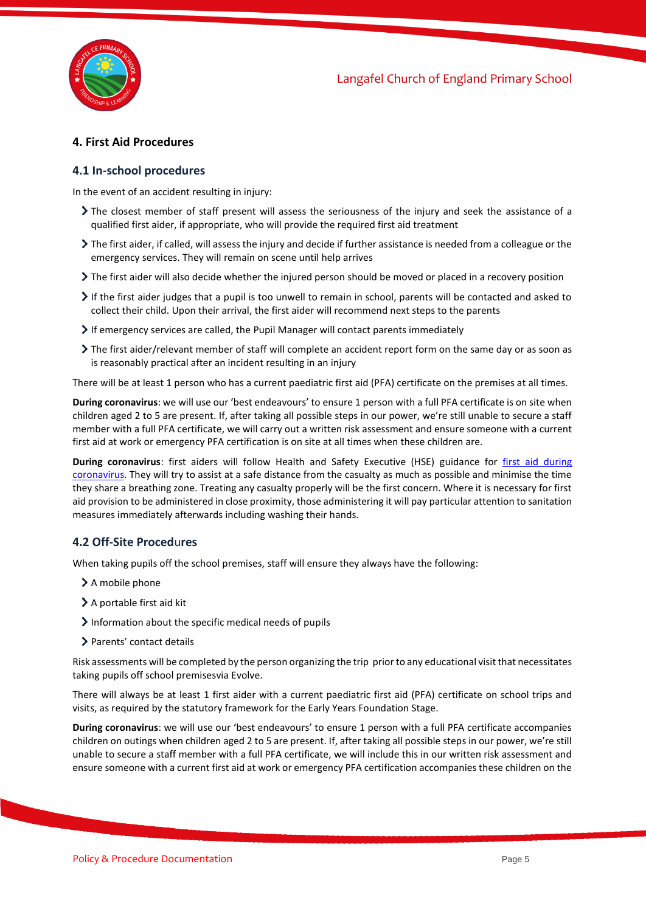## 4. First Aid Procedures

### 4.1 In-school procedures

In the event of an accident resulting in injury:

- The closest member of staff present will assess the seriousness of the injury and seek the assistance of a qualified first aider, if appropriate, who will provide the required first aid treatment
- The first aider, if called, will assess the injury and decide if further assistance is needed from a colleague or the emergency services. They will remain on scene until help arrives
- The first aider will also decide whether the injured person should be moved or placed in a recovery position
- If the first aider judges that a pupil is too unwell to remain in school, parents will be contacted and asked to collect their child. Upon their arrival, the first aider will recommend next steps to the parents
- If emergency services are called, the Pupil Manager will contact parents immediately
- The first aider/relevant member of staff will complete an accident report form on the same day or as soon as is reasonably practical after an incident resulting in an injury

There will be at least 1 person who has a current paediatric first aid (PFA) certificate on the premises at all times.

**During coronavirus**: we will use our 'best endeavours' to ensure 1 person with a full PFA certificate is on site when children aged 2 to 5 are present. If, after taking all possible steps in our power, we're still unable to secure a staff member with a full PFA certificate, we will carry out a written risk assessment and ensure someone with a current first aid at work or emergency PFA certification is on site at all times when these children are.

**During coronavirus**: first aiders will follow Health and Safety Executive (HSE) guidance for first aid during coronavirus. They will try to assist at a safe distance from the casualty as much as possible and minimise the time they share a breathing zone. Treating any casualty properly will be the first concern. Where it is necessary for first aid provision to be administered in close proximity, those administering it will pay particular attention to sanitation measures immediately afterwards including washing their hands.

### 4.2 Off-Site Procedures

When taking pupils off the school premises, staff will ensure they always have the following:

- A mobile phone
- A portable first aid kit
- Information about the specific medical needs of pupils
- Parents' contact details

Risk assessments will be completed by the person organizing the trip prior to any educational visit that necessitates taking pupils off school premisesvia Evolve.

There will always be at least 1 first aider with a current paediatric first aid (PFA) certificate on school trips and visits, as required by the statutory framework for the Early Years Foundation Stage.

**During coronavirus**: we will use our 'best endeavours' to ensure 1 person with a full PFA certificate accompanies children on outings when children aged 2 to 5 are present. If, after taking all possible steps in our power, we're still unable to secure a staff member with a full PFA certificate, we will include this in our written risk assessment and ensure someone with a current first aid at work or emergency PFA certification accompanies these children on the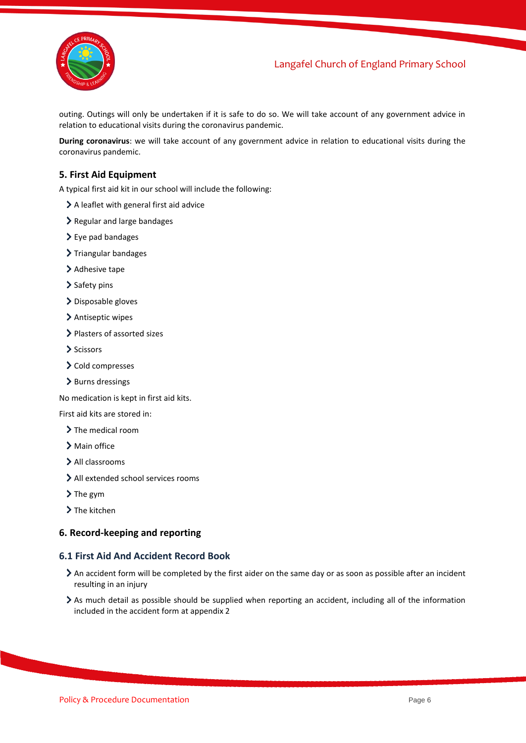outing. Outings will only be undertaken if it is safe to do so. We will take account of any government advice in relation to educational visits during the coronavirus pandemic.

**During coronavirus**: we will take account of any government advice in relation to educational visits during the coronavirus pandemic.

## 5. First Aid Equipment

A typical first aid kit in our school will include the following:

- A leaflet with general first aid advice
- Regular and large bandages
- Eye pad bandages
- Triangular bandages
- Adhesive tape
- Safety pins
- Disposable gloves
- Antiseptic wipes
- Plasters of assorted sizes
- Scissors
- Cold compresses
- Burns dressings

No medication is kept in first aid kits.

First aid kits are stored in:

- The medical room
- Main office
- All classrooms
- All extended school services rooms
- The gym
- The kitchen

## 6. Record-keeping and reporting

### 6.1 First Aid And Accident Record Book

- An accident form will be completed by the first aider on the same day or as soon as possible after an incident resulting in an injury
- As much detail as possible should be supplied when reporting an accident, including all of the information included in the accident form at appendix 2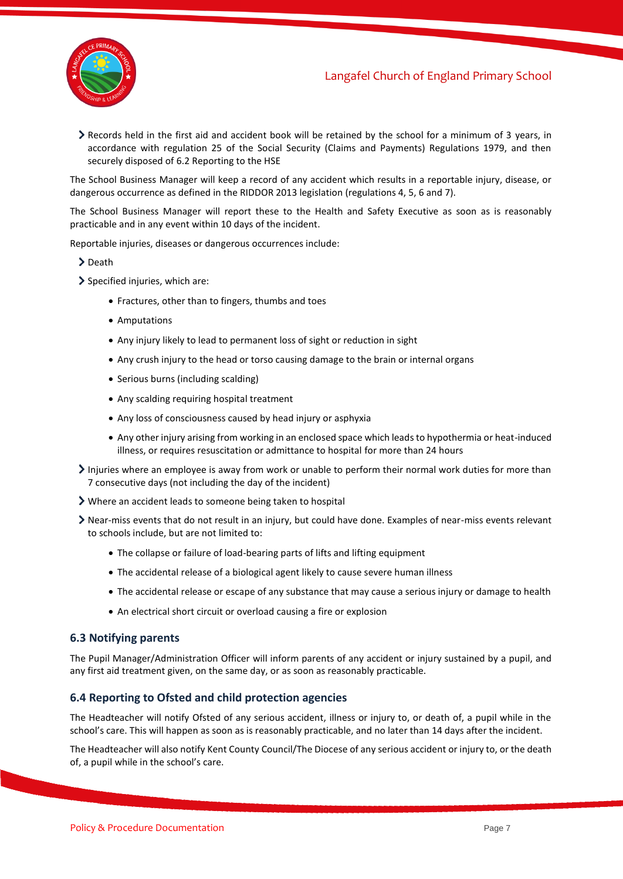- Records held in the first aid and accident book will be retained by the school for a minimum of 3 years, in accordance with regulation 25 of the Social Security (Claims and Payments) Regulations 1979, and then securely disposed of 6.2 Reporting to the HSE

The School Business Manager will keep a record of any accident which results in a reportable injury, disease, or dangerous occurrence as defined in the RIDDOR 2013 legislation (regulations 4, 5, 6 and 7).

The School Business Manager will report these to the Health and Safety Executive as soon as is reasonably practicable and in any event within 10 days of the incident.

Reportable injuries, diseases or dangerous occurrences include:

- Death
- Specified injuries, which are:
    - Fractures, other than to fingers, thumbs and toes
    - Amputations
    - Any injury likely to lead to permanent loss of sight or reduction in sight
    - Any crush injury to the head or torso causing damage to the brain or internal organs
    - Serious burns (including scalding)
    - Any scalding requiring hospital treatment
    - Any loss of consciousness caused by head injury or asphyxia
    - Any other injury arising from working in an enclosed space which leads to hypothermia or heat-induced illness, or requires resuscitation or admittance to hospital for more than 24 hours
- Injuries where an employee is away from work or unable to perform their normal work duties for more than 7 consecutive days (not including the day of the incident)
- Where an accident leads to someone being taken to hospital
- Near-miss events that do not result in an injury, but could have done. Examples of near-miss events relevant to schools include, but are not limited to:
    - The collapse or failure of load-bearing parts of lifts and lifting equipment
    - The accidental release of a biological agent likely to cause severe human illness
    - The accidental release or escape of any substance that may cause a serious injury or damage to health
    - An electrical short circuit or overload causing a fire or explosion

### 6.3 Notifying parents

The Pupil Manager/Administration Officer will inform parents of any accident or injury sustained by a pupil, and any first aid treatment given, on the same day, or as soon as reasonably practicable.

### 6.4 Reporting to Ofsted and child protection agencies

The Headteacher will notify Ofsted of any serious accident, illness or injury to, or death of, a pupil while in the school's care. This will happen as soon as is reasonably practicable, and no later than 14 days after the incident.

The Headteacher will also notify Kent County Council/The Diocese of any serious accident or injury to, or the death of, a pupil while in the school's care.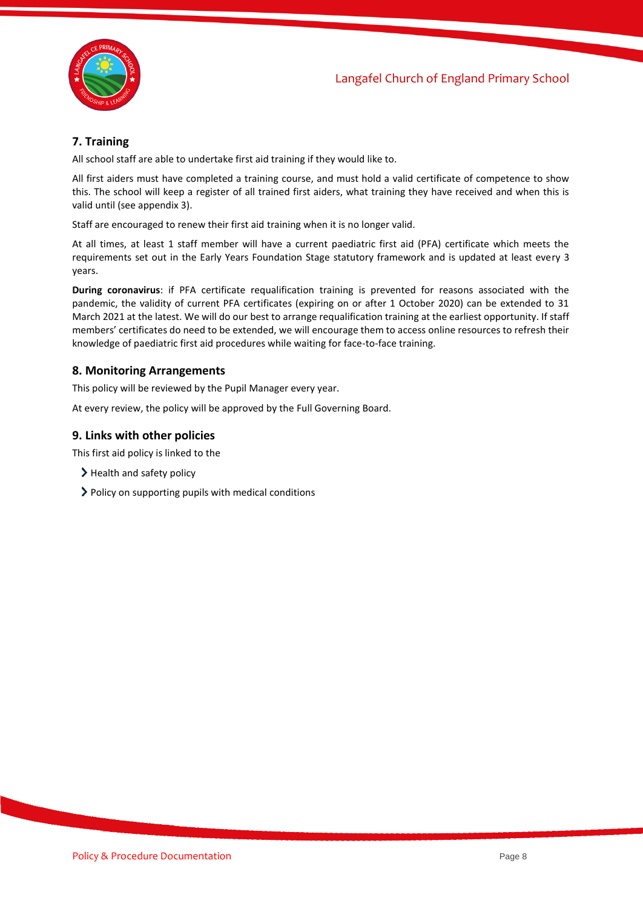## 7. Training

All school staff are able to undertake first aid training if they would like to.

All first aiders must have completed a training course, and must hold a valid certificate of competence to show this. The school will keep a register of all trained first aiders, what training they have received and when this is valid until (see appendix 3).

Staff are encouraged to renew their first aid training when it is no longer valid.

At all times, at least 1 staff member will have a current paediatric first aid (PFA) certificate which meets the requirements set out in the Early Years Foundation Stage statutory framework and is updated at least every 3 years.

**During coronavirus**: if PFA certificate requalification training is prevented for reasons associated with the pandemic, the validity of current PFA certificates (expiring on or after 1 October 2020) can be extended to 31 March 2021 at the latest. We will do our best to arrange requalification training at the earliest opportunity. If staff members' certificates do need to be extended, we will encourage them to access online resources to refresh their knowledge of paediatric first aid procedures while waiting for face-to-face training.

## 8. Monitoring Arrangements

This policy will be reviewed by the Pupil Manager every year.

At every review, the policy will be approved by the Full Governing Board.

## 9. Links with other policies

This first aid policy is linked to the

- Health and safety policy
- Policy on supporting pupils with medical conditions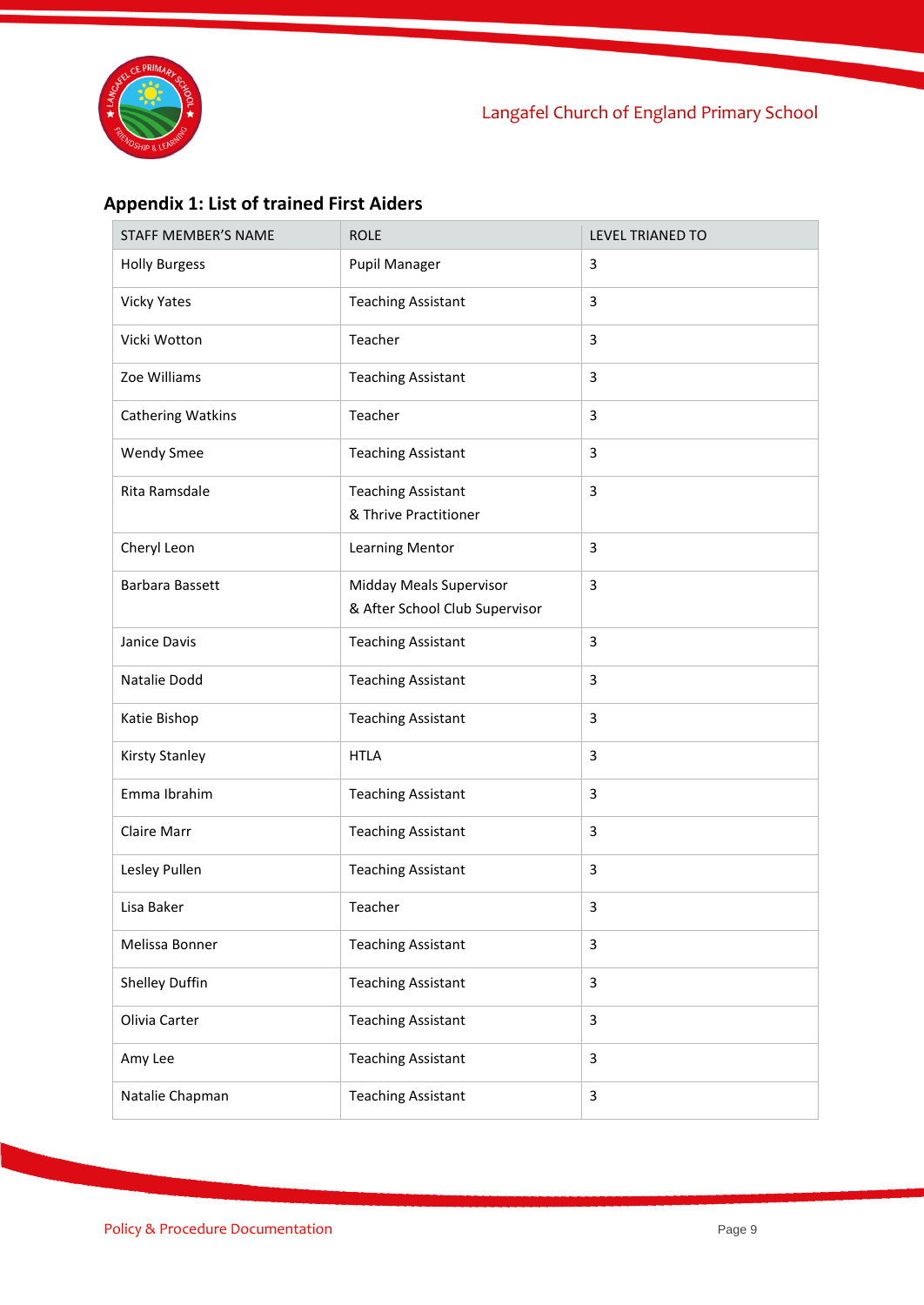## Appendix 1: List of trained First Aiders

| STAFF MEMBER'S NAME | ROLE | LEVEL TRIANED TO |
|---|---|---|
| Holly Burgess | Pupil Manager | 3 |
| Vicky Yates | Teaching Assistant | 3 |
| Vicki Wotton | Teacher | 3 |
| Zoe Williams | Teaching Assistant | 3 |
| Cathering Watkins | Teacher | 3 |
| Wendy Smee | Teaching Assistant | 3 |
| Rita Ramsdale | Teaching Assistant & Thrive Practitioner | 3 |
| Cheryl Leon | Learning Mentor | 3 |
| Barbara Bassett | Midday Meals Supervisor & After School Club Supervisor | 3 |
| Janice Davis | Teaching Assistant | 3 |
| Natalie Dodd | Teaching Assistant | 3 |
| Katie Bishop | Teaching Assistant | 3 |
| Kirsty Stanley | HTLA | 3 |
| Emma Ibrahim | Teaching Assistant | 3 |
| Claire Marr | Teaching Assistant | 3 |
| Lesley Pullen | Teaching Assistant | 3 |
| Lisa Baker | Teacher | 3 |
| Melissa Bonner | Teaching Assistant | 3 |
| Shelley Duffin | Teaching Assistant | 3 |
| Olivia Carter | Teaching Assistant | 3 |
| Amy Lee | Teaching Assistant | 3 |
| Natalie Chapman | Teaching Assistant | 3 |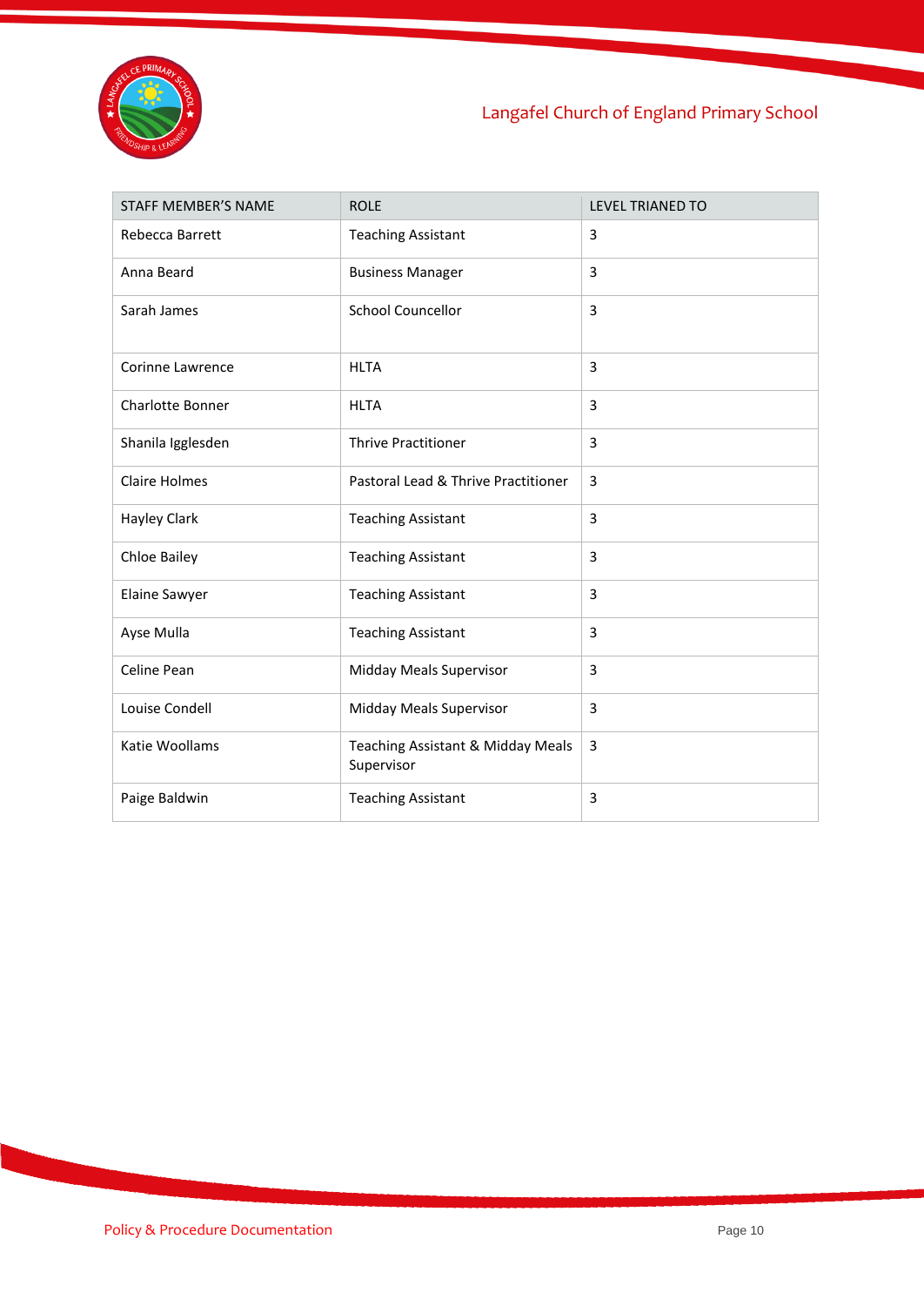| STAFF MEMBER'S NAME | ROLE | LEVEL TRIANED TO |
|---|---|---|
| Rebecca Barrett | Teaching Assistant | 3 |
| Anna Beard | Business Manager | 3 |
| Sarah James | School Councellor | 3 |
| Corinne Lawrence | HLTA | 3 |
| Charlotte Bonner | HLTA | 3 |
| Shanila Igglesden | Thrive Practitioner | 3 |
| Claire Holmes | Pastoral Lead & Thrive Practitioner | 3 |
| Hayley Clark | Teaching Assistant | 3 |
| Chloe Bailey | Teaching Assistant | 3 |
| Elaine Sawyer | Teaching Assistant | 3 |
| Ayse Mulla | Teaching Assistant | 3 |
| Celine Pean | Midday Meals Supervisor | 3 |
| Louise Condell | Midday Meals Supervisor | 3 |
| Katie Woollams | Teaching Assistant & Midday Meals Supervisor | 3 |
| Paige Baldwin | Teaching Assistant | 3 |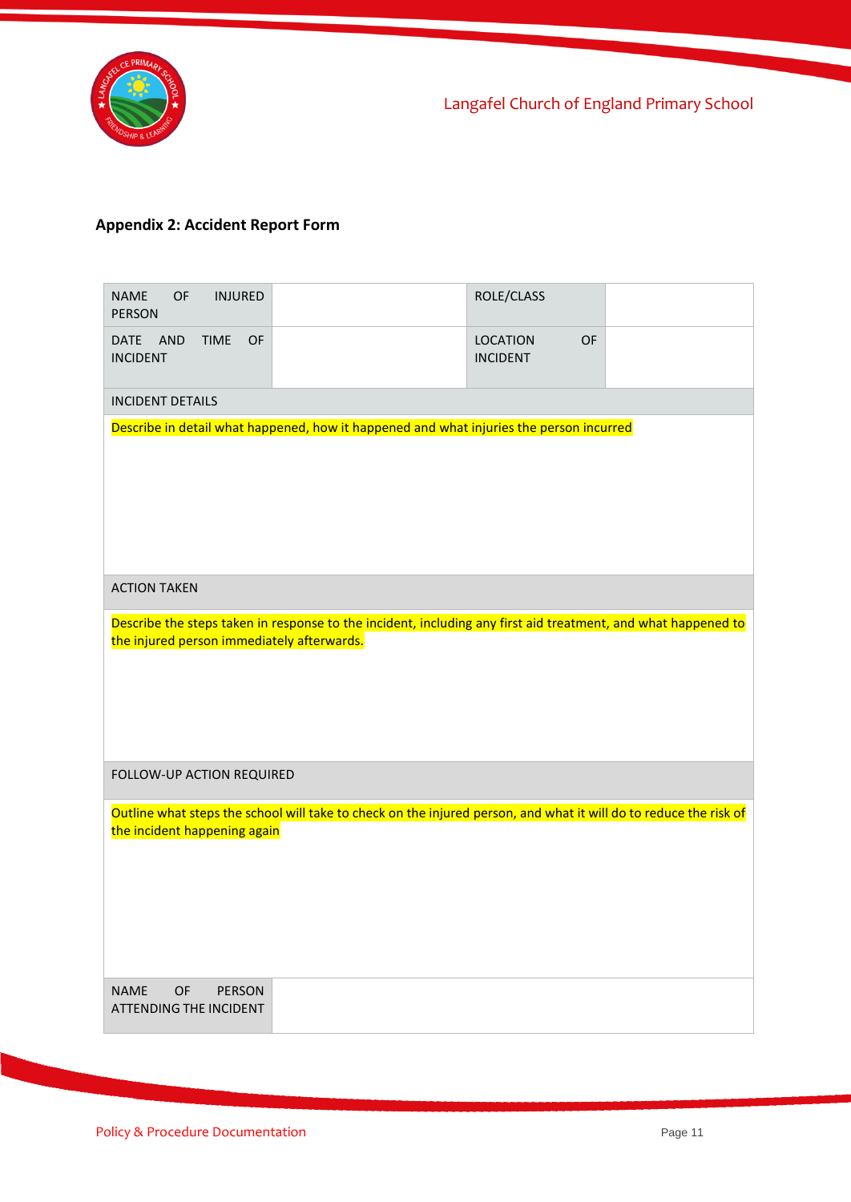## Appendix 2: Accident Report Form

| NAME OF INJURED PERSON | | ROLE/CLASS | |
|---|---|---|---|
| DATE AND TIME OF INCIDENT | | LOCATION OF INCIDENT | |
| INCIDENT DETAILS | | | |
| Describe in detail what happened, how it happened and what injuries the person incurred | | | |
| ACTION TAKEN | | | |
| Describe the steps taken in response to the incident, including any first aid treatment, and what happened to the injured person immediately afterwards. | | | |
| FOLLOW-UP ACTION REQUIRED | | | |
| Outline what steps the school will take to check on the injured person, and what it will do to reduce the risk of the incident happening again | | | |
| NAME OF PERSON ATTENDING THE INCIDENT | | | |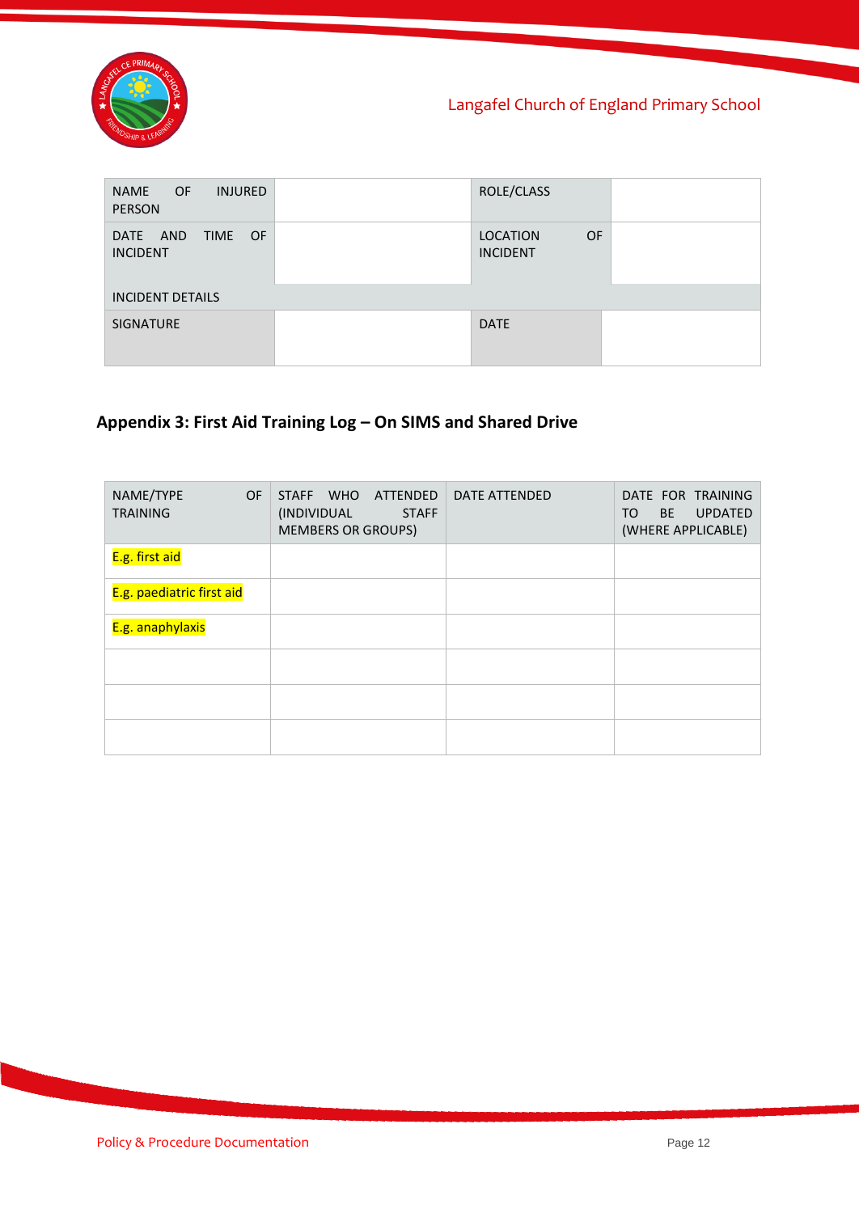| | | | |
|---|---|---|---|
| NAME OF INJURED PERSON | | ROLE/CLASS | |
| DATE AND TIME OF INCIDENT | | LOCATION OF INCIDENT | |
| INCIDENT DETAILS | | | |
| SIGNATURE | | DATE | |

## Appendix 3: First Aid Training Log – On SIMS and Shared Drive

| NAME/TYPE OF TRAINING | STAFF WHO ATTENDED (INDIVIDUAL STAFF MEMBERS OR GROUPS) | DATE ATTENDED | DATE FOR TRAINING TO BE UPDATED (WHERE APPLICABLE) |
|---|---|---|---|
| E.g. first aid | | | |
| E.g. paediatric first aid | | | |
| E.g. anaphylaxis | | | |
| | | | |
| | | | |
| | | | |